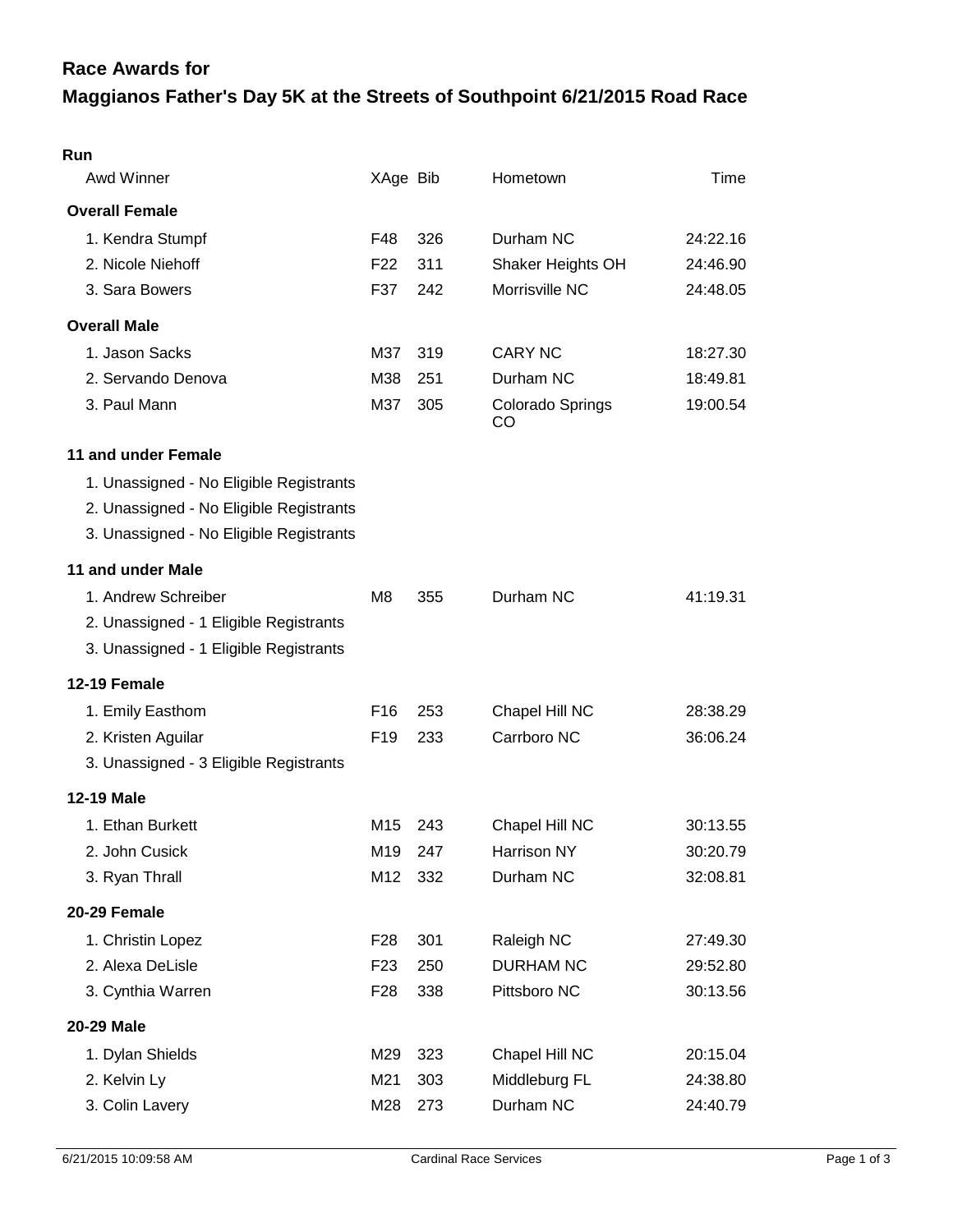# Race Awards for

# Maggianos Father's Day 5K at the Streets of Southpoint 6/21/2015 Road Race

## Run

| Awd Winner | XAge | Bib | Hometown | Time |
|---|---|---|---|---|
| **Overall Female** | | | | |
| 1. Kendra Stumpf | F48 | 326 | Durham NC | 24:22.16 |
| 2. Nicole Niehoff | F22 | 311 | Shaker Heights OH | 24:46.90 |
| 3. Sara Bowers | F37 | 242 | Morrisville NC | 24:48.05 |
| **Overall Male** | | | | |
| 1. Jason Sacks | M37 | 319 | CARY NC | 18:27.30 |
| 2. Servando Denova | M38 | 251 | Durham NC | 18:49.81 |
| 3. Paul Mann | M37 | 305 | Colorado Springs CO | 19:00.54 |
| **11 and under Female** | | | | |
| 1. Unassigned - No Eligible Registrants | | | | |
| 2. Unassigned - No Eligible Registrants | | | | |
| 3. Unassigned - No Eligible Registrants | | | | |
| **11 and under Male** | | | | |
| 1. Andrew Schreiber | M8 | 355 | Durham NC | 41:19.31 |
| 2. Unassigned - 1 Eligible Registrants | | | | |
| 3. Unassigned - 1 Eligible Registrants | | | | |
| **12-19 Female** | | | | |
| 1. Emily Easthom | F16 | 253 | Chapel Hill NC | 28:38.29 |
| 2. Kristen Aguilar | F19 | 233 | Carrboro NC | 36:06.24 |
| 3. Unassigned - 3 Eligible Registrants | | | | |
| **12-19 Male** | | | | |
| 1. Ethan Burkett | M15 | 243 | Chapel Hill NC | 30:13.55 |
| 2. John Cusick | M19 | 247 | Harrison NY | 30:20.79 |
| 3. Ryan Thrall | M12 | 332 | Durham NC | 32:08.81 |
| **20-29 Female** | | | | |
| 1. Christin Lopez | F28 | 301 | Raleigh NC | 27:49.30 |
| 2. Alexa DeLisle | F23 | 250 | DURHAM NC | 29:52.80 |
| 3. Cynthia Warren | F28 | 338 | Pittsboro NC | 30:13.56 |
| **20-29 Male** | | | | |
| 1. Dylan Shields | M29 | 323 | Chapel Hill NC | 20:15.04 |
| 2. Kelvin Ly | M21 | 303 | Middleburg FL | 24:38.80 |
| 3. Colin Lavery | M28 | 273 | Durham NC | 24:40.79 |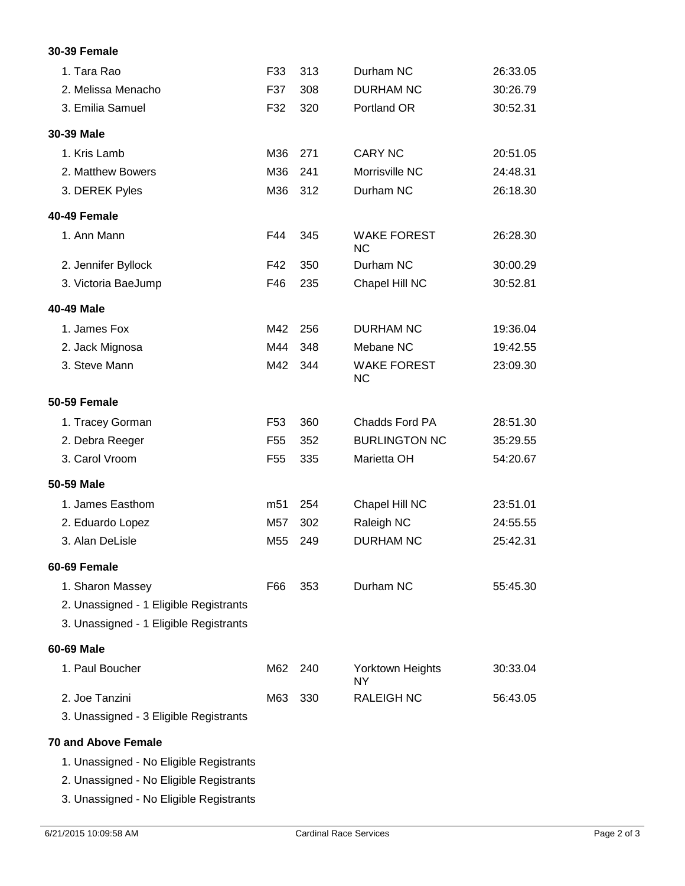**30-39 Female**

| | | | | |
|---|---|---|---|---|
| 1. Tara Rao | F33 | 313 | Durham NC | 26:33.05 |
| 2. Melissa Menacho | F37 | 308 | DURHAM NC | 30:26.79 |
| 3. Emilia Samuel | F32 | 320 | Portland OR | 30:52.31 |

**30-39 Male**

| | | | | |
|---|---|---|---|---|
| 1. Kris Lamb | M36 | 271 | CARY NC | 20:51.05 |
| 2. Matthew Bowers | M36 | 241 | Morrisville NC | 24:48.31 |
| 3. DEREK Pyles | M36 | 312 | Durham NC | 26:18.30 |

**40-49 Female**

| | | | | |
|---|---|---|---|---|
| 1. Ann Mann | F44 | 345 | WAKE FOREST NC | 26:28.30 |
| 2. Jennifer Byllock | F42 | 350 | Durham NC | 30:00.29 |
| 3. Victoria BaeJump | F46 | 235 | Chapel Hill NC | 30:52.81 |

**40-49 Male**

| | | | | |
|---|---|---|---|---|
| 1. James Fox | M42 | 256 | DURHAM NC | 19:36.04 |
| 2. Jack Mignosa | M44 | 348 | Mebane NC | 19:42.55 |
| 3. Steve Mann | M42 | 344 | WAKE FOREST NC | 23:09.30 |

**50-59 Female**

| | | | | |
|---|---|---|---|---|
| 1. Tracey Gorman | F53 | 360 | Chadds Ford PA | 28:51.30 |
| 2. Debra Reeger | F55 | 352 | BURLINGTON NC | 35:29.55 |
| 3. Carol Vroom | F55 | 335 | Marietta OH | 54:20.67 |

**50-59 Male**

| | | | | |
|---|---|---|---|---|
| 1. James Easthom | m51 | 254 | Chapel Hill NC | 23:51.01 |
| 2. Eduardo Lopez | M57 | 302 | Raleigh NC | 24:55.55 |
| 3. Alan DeLisle | M55 | 249 | DURHAM NC | 25:42.31 |

**60-69 Female**

| | | | | |
|---|---|---|---|---|
| 1. Sharon Massey | F66 | 353 | Durham NC | 55:45.30 |
| 2. Unassigned - 1 Eligible Registrants | | | | |
| 3. Unassigned - 1 Eligible Registrants | | | | |

**60-69 Male**

| | | | | |
|---|---|---|---|---|
| 1. Paul Boucher | M62 | 240 | Yorktown Heights NY | 30:33.04 |
| 2. Joe Tanzini | M63 | 330 | RALEIGH NC | 56:43.05 |
| 3. Unassigned - 3 Eligible Registrants | | | | |

**70 and Above Female**

1. Unassigned - No Eligible Registrants
2. Unassigned - No Eligible Registrants
3. Unassigned - No Eligible Registrants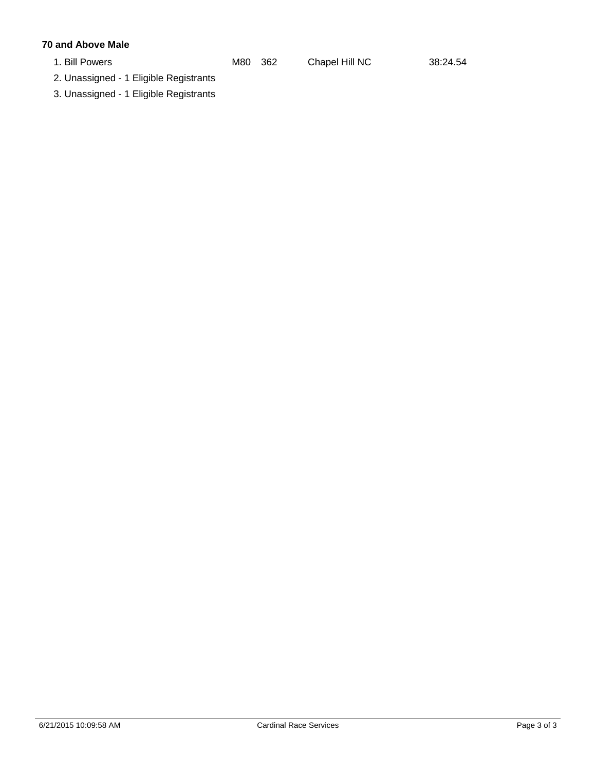### 70 and Above Male

| | | | | |
|---|---|---|---|---|
| 1. Bill Powers | M80 | 362 | Chapel Hill NC | 38:24.54 |
| 2. Unassigned - 1 Eligible Registrants | | | | |
| 3. Unassigned - 1 Eligible Registrants | | | | |